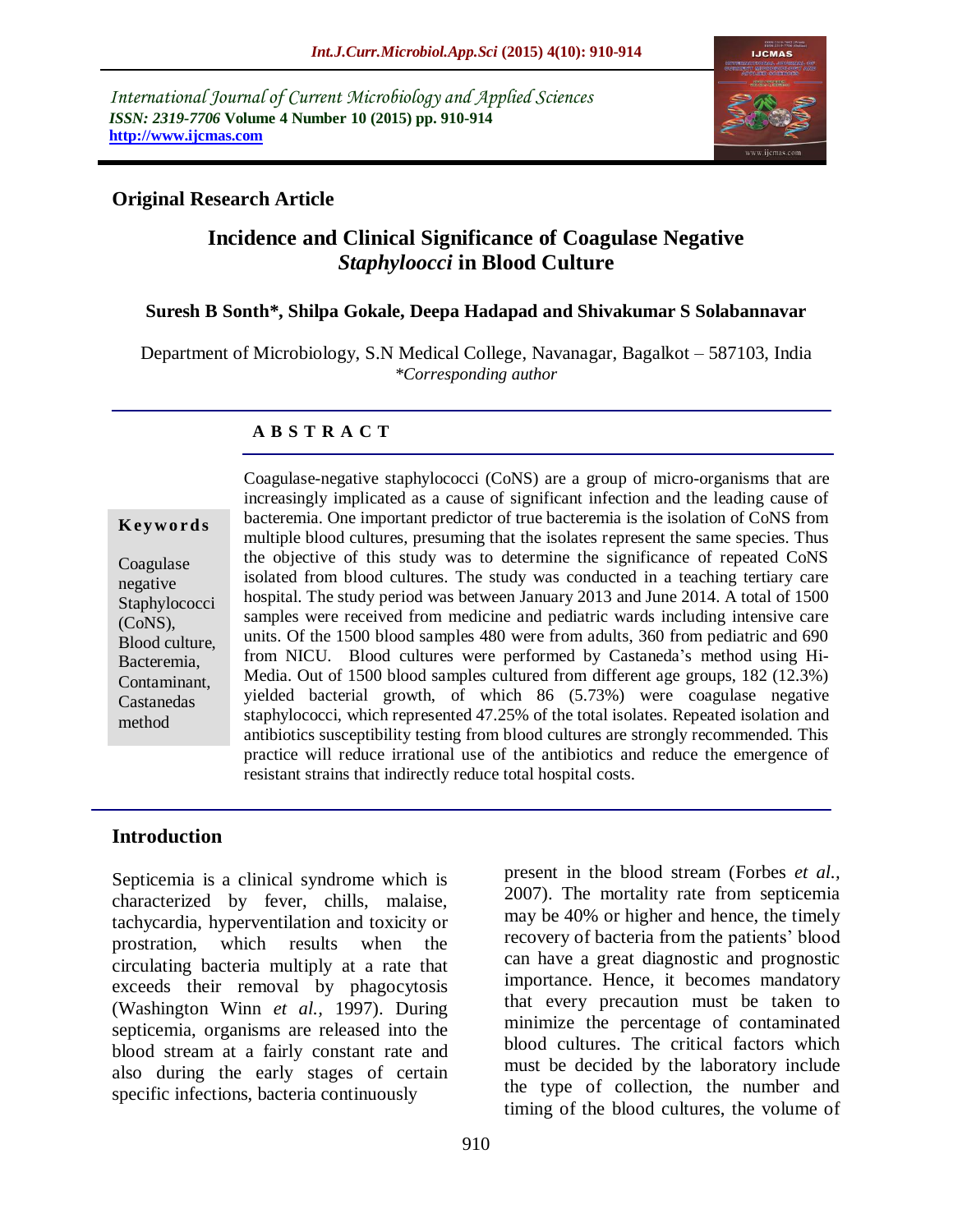International Journal of Current Microbiology and Applied Sciences
*ISSN: 2319-7706* **Volume 4 Number 10 (2015) pp. 910-914**
**http://www.ijcmas.com**

**Original Research Article**

# Incidence and Clinical Significance of Coagulase Negative *Staphyloocci* in Blood Culture

**Suresh B Sonth\*, Shilpa Gokale, Deepa Hadapad and Shivakumar S Solabannavar**

Department of Microbiology, S.N Medical College, Navanagar, Bagalkot – 587103, India
*\*Corresponding author*

## A B S T R A C T

**Keywords**

Coagulase negative Staphylococci (CoNS), Blood culture, Bacteremia, Contaminant, Castanedas method

Coagulase-negative staphylococci (CoNS) are a group of micro-organisms that are increasingly implicated as a cause of significant infection and the leading cause of bacteremia. One important predictor of true bacteremia is the isolation of CoNS from multiple blood cultures, presuming that the isolates represent the same species. Thus the objective of this study was to determine the significance of repeated CoNS isolated from blood cultures. The study was conducted in a teaching tertiary care hospital. The study period was between January 2013 and June 2014. A total of 1500 samples were received from medicine and pediatric wards including intensive care units. Of the 1500 blood samples 480 were from adults, 360 from pediatric and 690 from NICU. Blood cultures were performed by Castaneda's method using Hi-Media. Out of 1500 blood samples cultured from different age groups, 182 (12.3%) yielded bacterial growth, of which 86 (5.73%) were coagulase negative staphylococci, which represented 47.25% of the total isolates. Repeated isolation and antibiotics susceptibility testing from blood cultures are strongly recommended. This practice will reduce irrational use of the antibiotics and reduce the emergence of resistant strains that indirectly reduce total hospital costs.

## Introduction

Septicemia is a clinical syndrome which is characterized by fever, chills, malaise, tachycardia, hyperventilation and toxicity or prostration, which results when the circulating bacteria multiply at a rate that exceeds their removal by phagocytosis (Washington Winn *et al.*, 1997). During septicemia, organisms are released into the blood stream at a fairly constant rate and also during the early stages of certain specific infections, bacteria continuously present in the blood stream (Forbes *et al.*, 2007). The mortality rate from septicemia may be 40% or higher and hence, the timely recovery of bacteria from the patients' blood can have a great diagnostic and prognostic importance. Hence, it becomes mandatory that every precaution must be taken to minimize the percentage of contaminated blood cultures. The critical factors which must be decided by the laboratory include the type of collection, the number and timing of the blood cultures, the volume of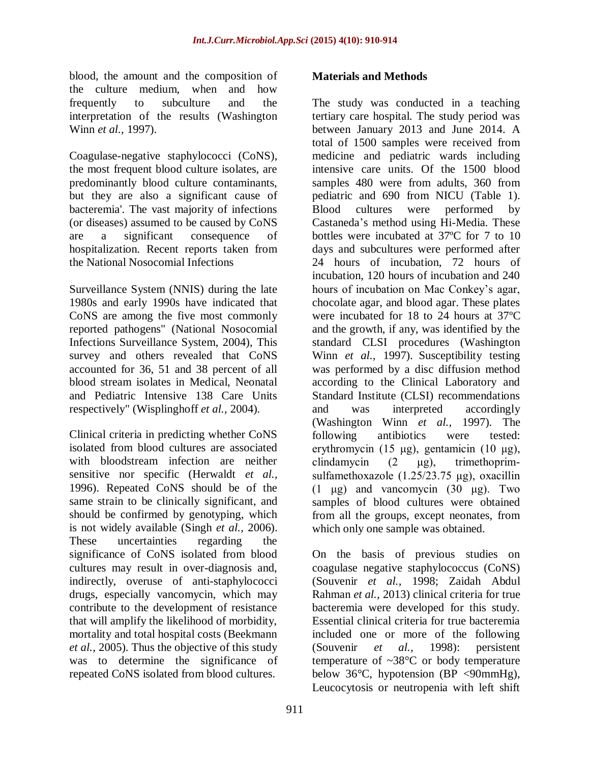blood, the amount and the composition of the culture medium, when and how frequently to subculture and the interpretation of the results (Washington Winn *et al.,* 1997).

Coagulase-negative staphylococci (CoNS), the most frequent blood culture isolates, are predominantly blood culture contaminants, but they are also a significant cause of bacteremia'. The vast majority of infections (or diseases) assumed to be caused by CoNS are a significant consequence of hospitalization. Recent reports taken from the National Nosocomial Infections

Surveillance System (NNIS) during the late 1980s and early 1990s have indicated that CoNS are among the five most commonly reported pathogens" (National Nosocomial Infections Surveillance System, 2004), This survey and others revealed that CoNS accounted for 36, 51 and 38 percent of all blood stream isolates in Medical, Neonatal and Pediatric Intensive 138 Care Units respectively" (Wisplinghoff *et al.,* 2004).

Clinical criteria in predicting whether CoNS isolated from blood cultures are associated with bloodstream infection are neither sensitive nor specific (Herwaldt *et al.,* 1996). Repeated CoNS should be of the same strain to be clinically significant, and should be confirmed by genotyping, which is not widely available (Singh *et al.,* 2006). These uncertainties regarding the significance of CoNS isolated from blood cultures may result in over-diagnosis and, indirectly, overuse of anti-staphylococci drugs, especially vancomycin, which may contribute to the development of resistance that will amplify the likelihood of morbidity, mortality and total hospital costs (Beekmann *et al.,* 2005). Thus the objective of this study was to determine the significance of repeated CoNS isolated from blood cultures.

## Materials and Methods

The study was conducted in a teaching tertiary care hospital. The study period was between January 2013 and June 2014. A total of 1500 samples were received from medicine and pediatric wards including intensive care units. Of the 1500 blood samples 480 were from adults, 360 from pediatric and 690 from NICU (Table 1). Blood cultures were performed by Castaneda's method using Hi-Media. These bottles were incubated at 37ºC for 7 to 10 days and subcultures were performed after 24 hours of incubation, 72 hours of incubation, 120 hours of incubation and 240 hours of incubation on Mac Conkey's agar, chocolate agar, and blood agar. These plates were incubated for 18 to 24 hours at 37ºC and the growth, if any, was identified by the standard CLSI procedures (Washington Winn *et al.,* 1997). Susceptibility testing was performed by a disc diffusion method according to the Clinical Laboratory and Standard Institute (CLSI) recommendations and was interpreted accordingly (Washington Winn *et al.,* 1997). The following antibiotics were tested: erythromycin (15 μg), gentamicin (10 μg), clindamycin (2 μg), trimethoprim-sulfamethoxazole (1.25/23.75 μg), oxacillin (1 μg) and vancomycin (30 μg). Two samples of blood cultures were obtained from all the groups, except neonates, from which only one sample was obtained.

On the basis of previous studies on coagulase negative staphylococcus (CoNS) (Souvenir *et al.,* 1998; Zaidah Abdul Rahman *et al.,* 2013) clinical criteria for true bacteremia were developed for this study. Essential clinical criteria for true bacteremia included one or more of the following (Souvenir *et al.,* 1998): persistent temperature of ~38°C or body temperature below 36°C, hypotension (BP <90mmHg), Leucocytosis or neutropenia with left shift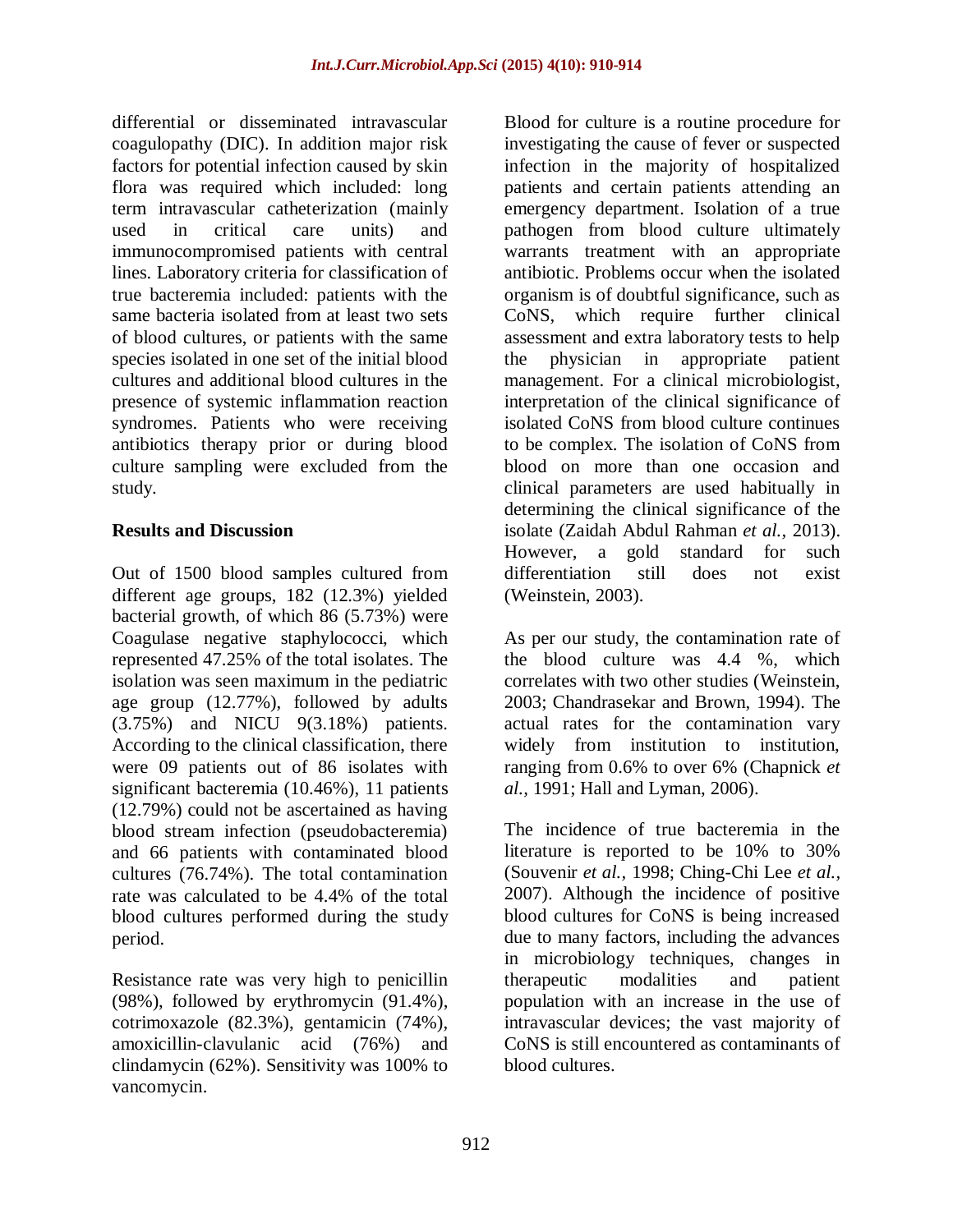differential or disseminated intravascular coagulopathy (DIC). In addition major risk factors for potential infection caused by skin flora was required which included: long term intravascular catheterization (mainly used in critical care units) and immunocompromised patients with central lines. Laboratory criteria for classification of true bacteremia included: patients with the same bacteria isolated from at least two sets of blood cultures, or patients with the same species isolated in one set of the initial blood cultures and additional blood cultures in the presence of systemic inflammation reaction syndromes. Patients who were receiving antibiotics therapy prior or during blood culture sampling were excluded from the study.

## Results and Discussion

Out of 1500 blood samples cultured from different age groups, 182 (12.3%) yielded bacterial growth, of which 86 (5.73%) were Coagulase negative staphylococci, which represented 47.25% of the total isolates. The isolation was seen maximum in the pediatric age group (12.77%), followed by adults (3.75%) and NICU 9(3.18%) patients. According to the clinical classification, there were 09 patients out of 86 isolates with significant bacteremia (10.46%), 11 patients (12.79%) could not be ascertained as having blood stream infection (pseudobacteremia) and 66 patients with contaminated blood cultures (76.74%). The total contamination rate was calculated to be 4.4% of the total blood cultures performed during the study period.

Resistance rate was very high to penicillin (98%), followed by erythromycin (91.4%), cotrimoxazole (82.3%), gentamicin (74%), amoxicillin-clavulanic acid (76%) and clindamycin (62%). Sensitivity was 100% to vancomycin.

Blood for culture is a routine procedure for investigating the cause of fever or suspected infection in the majority of hospitalized patients and certain patients attending an emergency department. Isolation of a true pathogen from blood culture ultimately warrants treatment with an appropriate antibiotic. Problems occur when the isolated organism is of doubtful significance, such as CoNS, which require further clinical assessment and extra laboratory tests to help the physician in appropriate patient management. For a clinical microbiologist, interpretation of the clinical significance of isolated CoNS from blood culture continues to be complex. The isolation of CoNS from blood on more than one occasion and clinical parameters are used habitually in determining the clinical significance of the isolate (Zaidah Abdul Rahman *et al.,* 2013). However, a gold standard for such differentiation still does not exist (Weinstein, 2003).

As per our study, the contamination rate of the blood culture was 4.4 %, which correlates with two other studies (Weinstein, 2003; Chandrasekar and Brown, 1994). The actual rates for the contamination vary widely from institution to institution, ranging from 0.6% to over 6% (Chapnick *et al.,* 1991; Hall and Lyman, 2006).

The incidence of true bacteremia in the literature is reported to be 10% to 30% (Souvenir *et al.,* 1998; Ching-Chi Lee *et al.,* 2007). Although the incidence of positive blood cultures for CoNS is being increased due to many factors, including the advances in microbiology techniques, changes in therapeutic modalities and patient population with an increase in the use of intravascular devices; the vast majority of CoNS is still encountered as contaminants of blood cultures.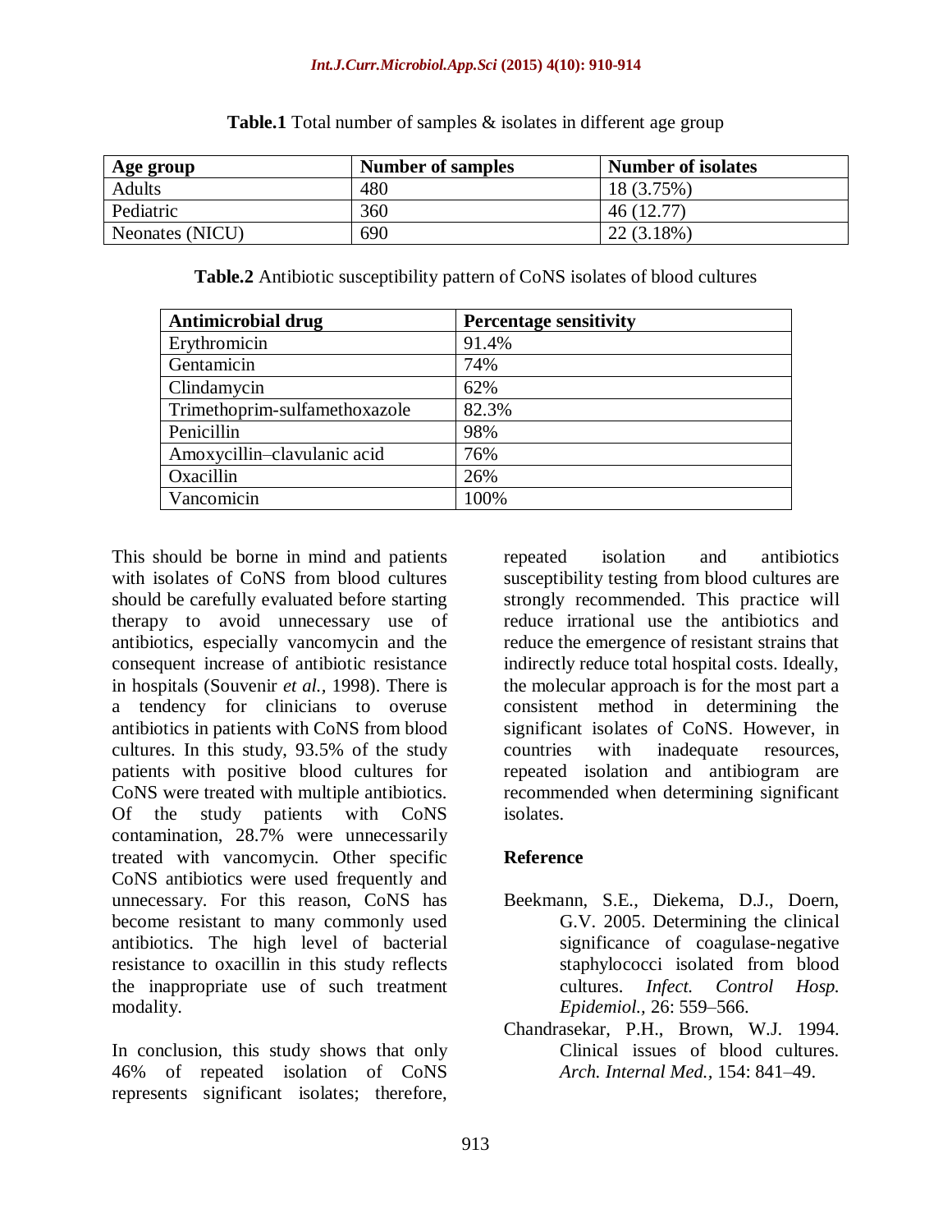**Table.1** Total number of samples & isolates in different age group

| Age group | Number of samples | Number of isolates |
|---|---|---|
| Adults | 480 | 18 (3.75%) |
| Pediatric | 360 | 46 (12.77) |
| Neonates (NICU) | 690 | 22 (3.18%) |

**Table.2** Antibiotic susceptibility pattern of CoNS isolates of blood cultures

| Antimicrobial drug | Percentage sensitivity |
|---|---|
| Erythromicin | 91.4% |
| Gentamicin | 74% |
| Clindamycin | 62% |
| Trimethoprim-sulfamethoxazole | 82.3% |
| Penicillin | 98% |
| Amoxycillin–clavulanic acid | 76% |
| Oxacillin | 26% |
| Vancomicin | 100% |

This should be borne in mind and patients with isolates of CoNS from blood cultures should be carefully evaluated before starting therapy to avoid unnecessary use of antibiotics, especially vancomycin and the consequent increase of antibiotic resistance in hospitals (Souvenir *et al.*, 1998). There is a tendency for clinicians to overuse antibiotics in patients with CoNS from blood cultures. In this study, 93.5% of the study patients with positive blood cultures for CoNS were treated with multiple antibiotics. Of the study patients with CoNS contamination, 28.7% were unnecessarily treated with vancomycin. Other specific CoNS antibiotics were used frequently and unnecessary. For this reason, CoNS has become resistant to many commonly used antibiotics. The high level of bacterial resistance to oxacillin in this study reflects the inappropriate use of such treatment modality.

In conclusion, this study shows that only 46% of repeated isolation of CoNS represents significant isolates; therefore, repeated isolation and antibiotics susceptibility testing from blood cultures are strongly recommended. This practice will reduce irrational use the antibiotics and reduce the emergence of resistant strains that indirectly reduce total hospital costs. Ideally, the molecular approach is for the most part a consistent method in determining the significant isolates of CoNS. However, in countries with inadequate resources, repeated isolation and antibiogram are recommended when determining significant isolates.

## Reference

Beekmann, S.E., Diekema, D.J., Doern, G.V. 2005. Determining the clinical significance of coagulase-negative staphylococci isolated from blood cultures. *Infect. Control Hosp. Epidemiol.,* 26: 559–566.

Chandrasekar, P.H., Brown, W.J. 1994. Clinical issues of blood cultures. *Arch. Internal Med.,* 154: 841–49.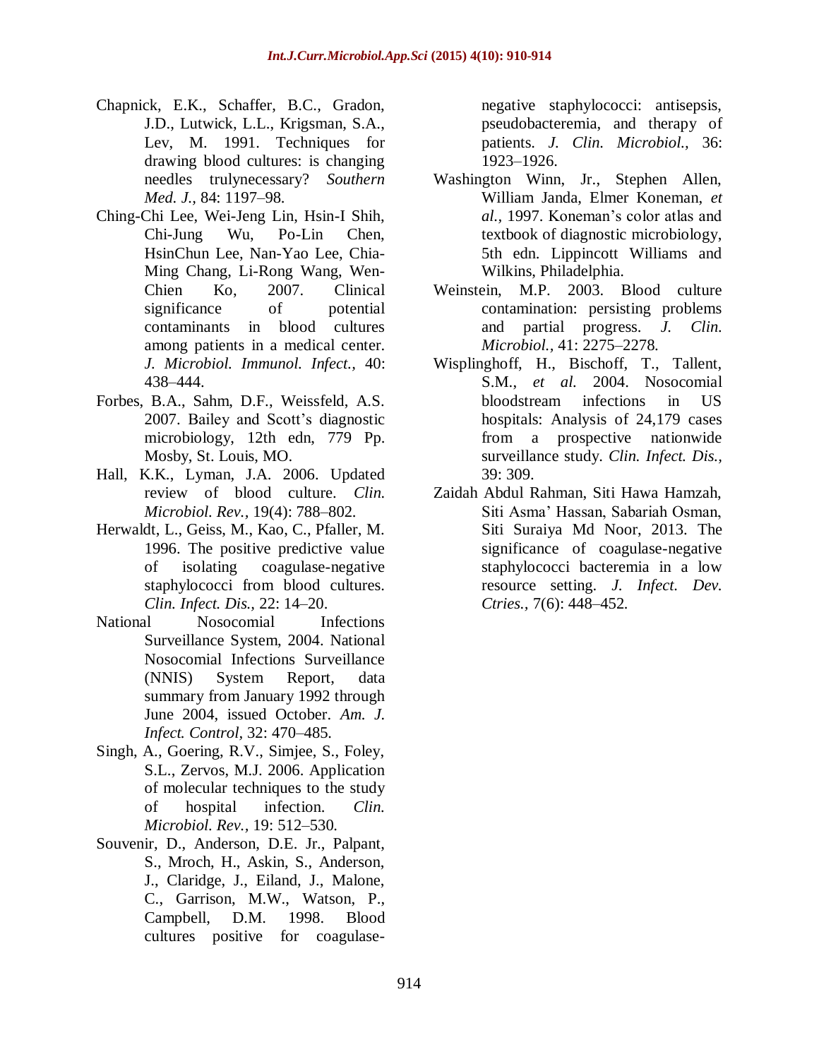Chapnick, E.K., Schaffer, B.C., Gradon, J.D., Lutwick, L.L., Krigsman, S.A., Lev, M. 1991. Techniques for drawing blood cultures: is changing needles trulynecessary? *Southern Med. J.,* 84: 1197–98.

Ching-Chi Lee, Wei-Jeng Lin, Hsin-I Shih, Chi-Jung Wu, Po-Lin Chen, HsinChun Lee, Nan-Yao Lee, Chia-Ming Chang, Li-Rong Wang, Wen-Chien Ko, 2007. Clinical significance of potential contaminants in blood cultures among patients in a medical center. *J. Microbiol. Immunol. Infect.,* 40: 438–444.

Forbes, B.A., Sahm, D.F., Weissfeld, A.S. 2007. Bailey and Scott's diagnostic microbiology, 12th edn, 779 Pp. Mosby, St. Louis, MO.

Hall, K.K., Lyman, J.A. 2006. Updated review of blood culture. *Clin. Microbiol. Rev.,* 19(4): 788–802.

Herwaldt, L., Geiss, M., Kao, C., Pfaller, M. 1996. The positive predictive value of isolating coagulase-negative staphylococci from blood cultures. *Clin. Infect. Dis.,* 22: 14–20.

National Nosocomial Infections Surveillance System, 2004. National Nosocomial Infections Surveillance (NNIS) System Report, data summary from January 1992 through June 2004, issued October. *Am. J. Infect. Control,* 32: 470–485.

Singh, A., Goering, R.V., Simjee, S., Foley, S.L., Zervos, M.J. 2006. Application of molecular techniques to the study of hospital infection. *Clin. Microbiol. Rev.,* 19: 512–530.

Souvenir, D., Anderson, D.E. Jr., Palpant, S., Mroch, H., Askin, S., Anderson, J., Claridge, J., Eiland, J., Malone, C., Garrison, M.W., Watson, P., Campbell, D.M. 1998. Blood cultures positive for coagulase-negative staphylococci: antisepsis, pseudobacteremia, and therapy of patients. *J. Clin. Microbiol.,* 36: 1923–1926.

Washington Winn, Jr., Stephen Allen, William Janda, Elmer Koneman, *et al.,* 1997. Koneman's color atlas and textbook of diagnostic microbiology, 5th edn. Lippincott Williams and Wilkins, Philadelphia.

Weinstein, M.P. 2003. Blood culture contamination: persisting problems and partial progress. *J. Clin. Microbiol.,* 41: 2275–2278.

Wisplinghoff, H., Bischoff, T., Tallent, S.M., *et al.* 2004. Nosocomial bloodstream infections in US hospitals: Analysis of 24,179 cases from a prospective nationwide surveillance study. *Clin. Infect. Dis.,* 39: 309.

Zaidah Abdul Rahman, Siti Hawa Hamzah, Siti Asma' Hassan, Sabariah Osman, Siti Suraiya Md Noor, 2013. The significance of coagulase-negative staphylococci bacteremia in a low resource setting. *J. Infect. Dev. Ctries.,* 7(6): 448–452.